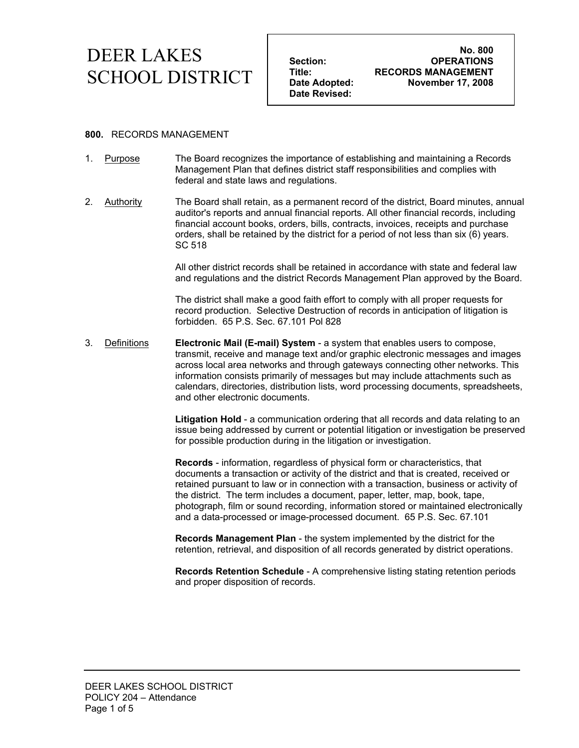# DEER LAKES SCHOOL DISTRICT

| | |
|---|---|
| | **No. 800** |
| **Section:** | **OPERATIONS** |
| **Title:** | **RECORDS MANAGEMENT** |
| **Date Adopted:** | **November 17, 2008** |
| **Date Revised:** | |

**800.** RECORDS MANAGEMENT

1. Purpose

The Board recognizes the importance of establishing and maintaining a Records Management Plan that defines district staff responsibilities and complies with federal and state laws and regulations.

2. Authority

The Board shall retain, as a permanent record of the district, Board minutes, annual auditor's reports and annual financial reports. All other financial records, including financial account books, orders, bills, contracts, invoices, receipts and purchase orders, shall be retained by the district for a period of not less than six (6) years. SC 518

All other district records shall be retained in accordance with state and federal law and regulations and the district Records Management Plan approved by the Board.

The district shall make a good faith effort to comply with all proper requests for record production. Selective Destruction of records in anticipation of litigation is forbidden. 65 P.S. Sec. 67.101 Pol 828

3. Definitions

**Electronic Mail (E-mail) System** - a system that enables users to compose, transmit, receive and manage text and/or graphic electronic messages and images across local area networks and through gateways connecting other networks. This information consists primarily of messages but may include attachments such as calendars, directories, distribution lists, word processing documents, spreadsheets, and other electronic documents.

**Litigation Hold** - a communication ordering that all records and data relating to an issue being addressed by current or potential litigation or investigation be preserved for possible production during in the litigation or investigation.

**Records** - information, regardless of physical form or characteristics, that documents a transaction or activity of the district and that is created, received or retained pursuant to law or in connection with a transaction, business or activity of the district. The term includes a document, paper, letter, map, book, tape, photograph, film or sound recording, information stored or maintained electronically and a data-processed or image-processed document. 65 P.S. Sec. 67.101

**Records Management Plan** - the system implemented by the district for the retention, retrieval, and disposition of all records generated by district operations.

**Records Retention Schedule** - A comprehensive listing stating retention periods and proper disposition of records.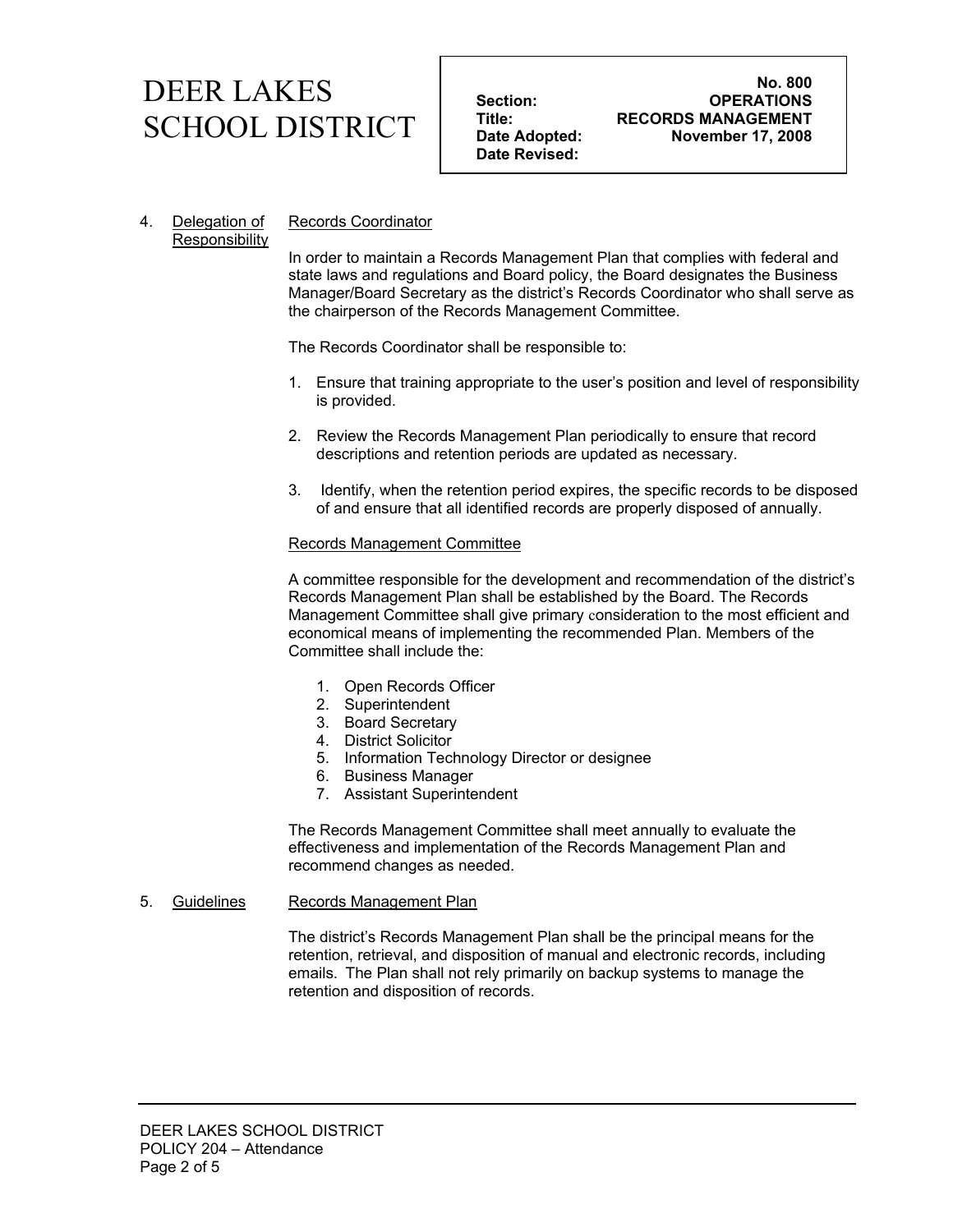## 4. Delegation of Responsibility

### Records Coordinator

In order to maintain a Records Management Plan that complies with federal and state laws and regulations and Board policy, the Board designates the Business Manager/Board Secretary as the district's Records Coordinator who shall serve as the chairperson of the Records Management Committee.

The Records Coordinator shall be responsible to:

1. Ensure that training appropriate to the user's position and level of responsibility is provided.
2. Review the Records Management Plan periodically to ensure that record descriptions and retention periods are updated as necessary.
3. Identify, when the retention period expires, the specific records to be disposed of and ensure that all identified records are properly disposed of annually.

### Records Management Committee

A committee responsible for the development and recommendation of the district's Records Management Plan shall be established by the Board. The Records Management Committee shall give primary consideration to the most efficient and economical means of implementing the recommended Plan. Members of the Committee shall include the:

1. Open Records Officer
2. Superintendent
3. Board Secretary
4. District Solicitor
5. Information Technology Director or designee
6. Business Manager
7. Assistant Superintendent

The Records Management Committee shall meet annually to evaluate the effectiveness and implementation of the Records Management Plan and recommend changes as needed.

## 5. Guidelines

### Records Management Plan

The district's Records Management Plan shall be the principal means for the retention, retrieval, and disposition of manual and electronic records, including emails. The Plan shall not rely primarily on backup systems to manage the retention and disposition of records.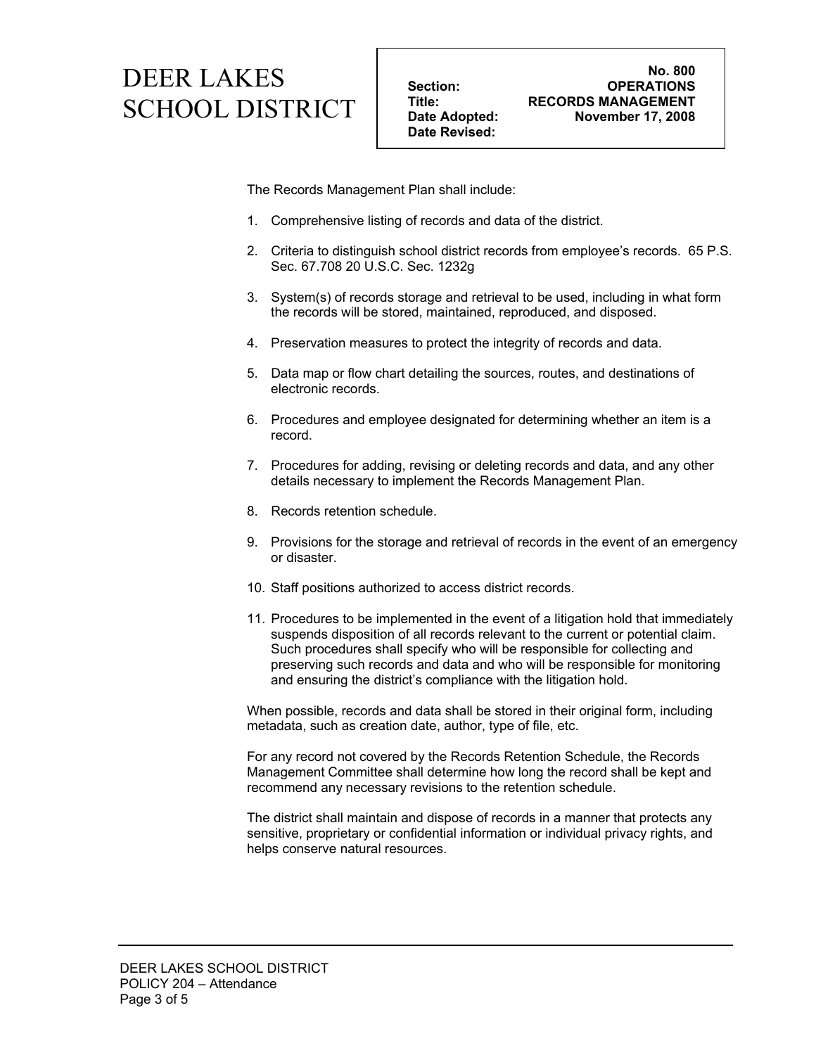The Records Management Plan shall include:

1. Comprehensive listing of records and data of the district.

2. Criteria to distinguish school district records from employee's records. 65 P.S. Sec. 67.708 20 U.S.C. Sec. 1232g

3. System(s) of records storage and retrieval to be used, including in what form the records will be stored, maintained, reproduced, and disposed.

4. Preservation measures to protect the integrity of records and data.

5. Data map or flow chart detailing the sources, routes, and destinations of electronic records.

6. Procedures and employee designated for determining whether an item is a record.

7. Procedures for adding, revising or deleting records and data, and any other details necessary to implement the Records Management Plan.

8. Records retention schedule.

9. Provisions for the storage and retrieval of records in the event of an emergency or disaster.

10. Staff positions authorized to access district records.

11. Procedures to be implemented in the event of a litigation hold that immediately suspends disposition of all records relevant to the current or potential claim. Such procedures shall specify who will be responsible for collecting and preserving such records and data and who will be responsible for monitoring and ensuring the district's compliance with the litigation hold.

When possible, records and data shall be stored in their original form, including metadata, such as creation date, author, type of file, etc.

For any record not covered by the Records Retention Schedule, the Records Management Committee shall determine how long the record shall be kept and recommend any necessary revisions to the retention schedule.

The district shall maintain and dispose of records in a manner that protects any sensitive, proprietary or confidential information or individual privacy rights, and helps conserve natural resources.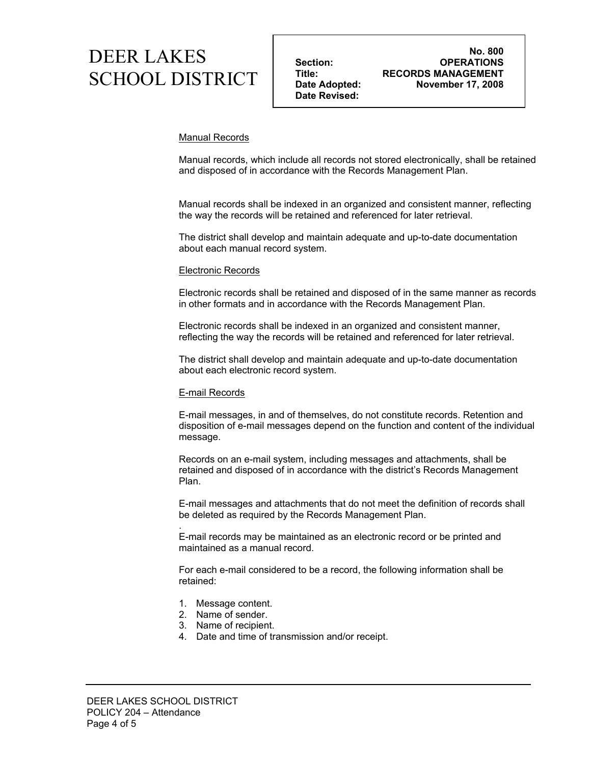### Manual Records

Manual records, which include all records not stored electronically, shall be retained and disposed of in accordance with the Records Management Plan.

Manual records shall be indexed in an organized and consistent manner, reflecting the way the records will be retained and referenced for later retrieval.

The district shall develop and maintain adequate and up-to-date documentation about each manual record system.

### Electronic Records

Electronic records shall be retained and disposed of in the same manner as records in other formats and in accordance with the Records Management Plan.

Electronic records shall be indexed in an organized and consistent manner, reflecting the way the records will be retained and referenced for later retrieval.

The district shall develop and maintain adequate and up-to-date documentation about each electronic record system.

### E-mail Records

E-mail messages, in and of themselves, do not constitute records. Retention and disposition of e-mail messages depend on the function and content of the individual message.

Records on an e-mail system, including messages and attachments, shall be retained and disposed of in accordance with the district's Records Management Plan.

E-mail messages and attachments that do not meet the definition of records shall be deleted as required by the Records Management Plan.

E-mail records may be maintained as an electronic record or be printed and maintained as a manual record.

For each e-mail considered to be a record, the following information shall be retained:

1. Message content.
2. Name of sender.
3. Name of recipient.
4. Date and time of transmission and/or receipt.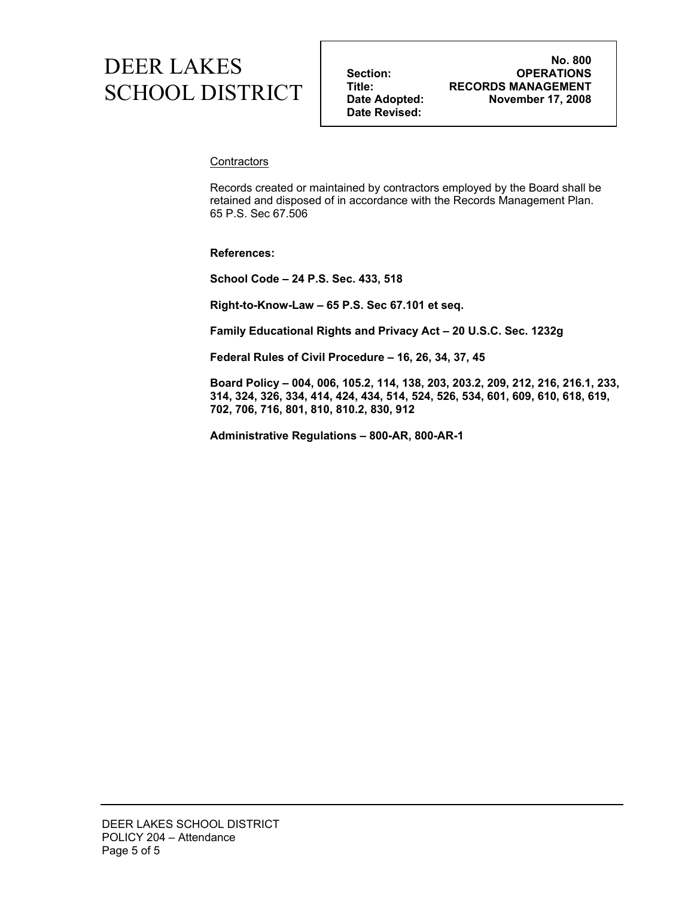Contractors

Records created or maintained by contractors employed by the Board shall be retained and disposed of in accordance with the Records Management Plan. 65 P.S. Sec 67.506

**References:**

**School Code – 24 P.S. Sec. 433, 518**

**Right-to-Know-Law – 65 P.S. Sec 67.101 et seq.**

**Family Educational Rights and Privacy Act – 20 U.S.C. Sec. 1232g**

**Federal Rules of Civil Procedure – 16, 26, 34, 37, 45**

**Board Policy – 004, 006, 105.2, 114, 138, 203, 203.2, 209, 212, 216, 216.1, 233, 314, 324, 326, 334, 414, 424, 434, 514, 524, 526, 534, 601, 609, 610, 618, 619, 702, 706, 716, 801, 810, 810.2, 830, 912**

**Administrative Regulations – 800-AR, 800-AR-1**